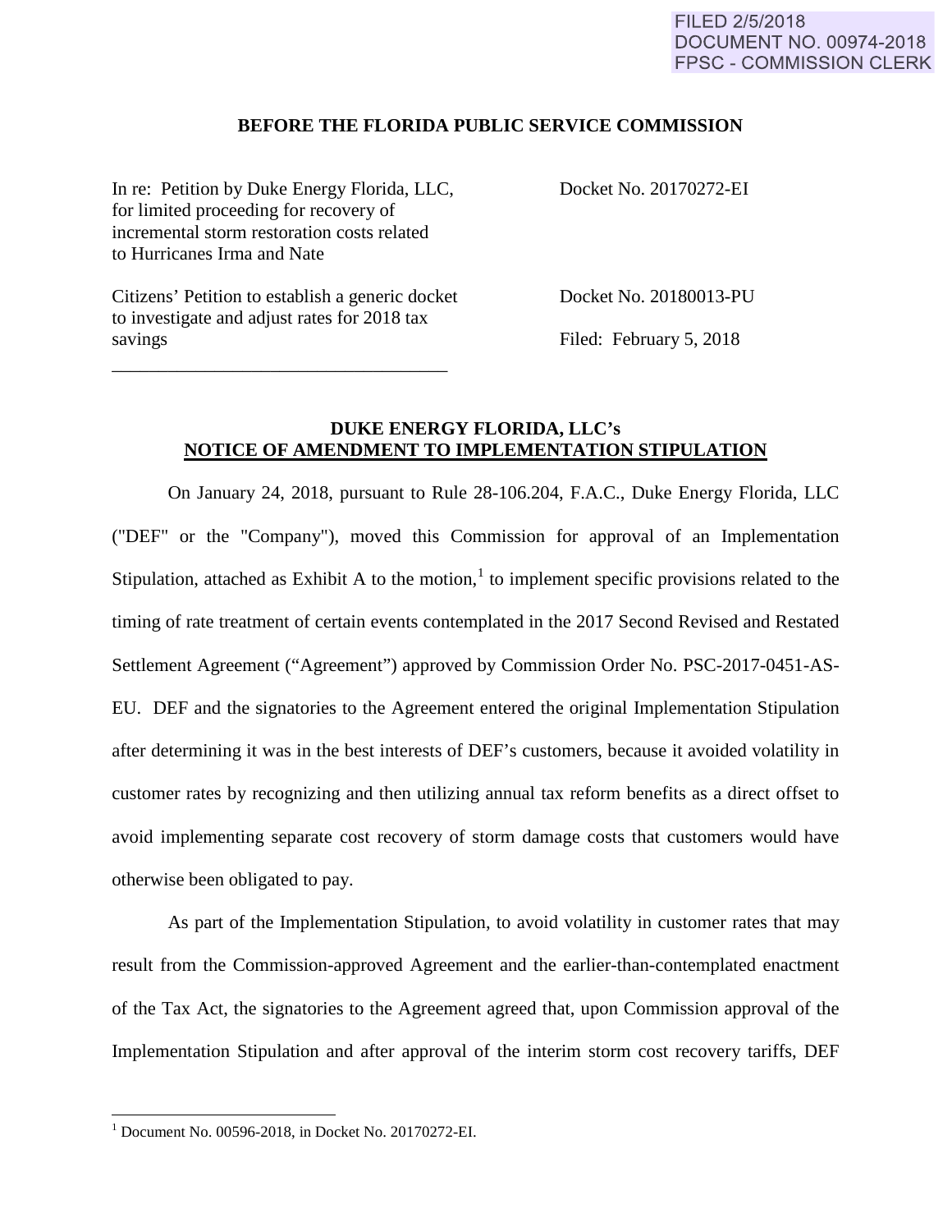FILED 2/5/2018
DOCUMENT NO. 00974-2018
FPSC - COMMISSION CLERK

**BEFORE THE FLORIDA PUBLIC SERVICE COMMISSION**

| | |
|---|---|
| In re: Petition by Duke Energy Florida, LLC, for limited proceeding for recovery of incremental storm restoration costs related to Hurricanes Irma and Nate | Docket No. 20170272-EI |
| Citizens' Petition to establish a generic docket to investigate and adjust rates for 2018 tax savings | Docket No. 20180013-PU<br>Filed: February 5, 2018 |

## DUKE ENERGY FLORIDA, LLC's
## NOTICE OF AMENDMENT TO IMPLEMENTATION STIPULATION

On January 24, 2018, pursuant to Rule 28-106.204, F.A.C., Duke Energy Florida, LLC ("DEF" or the "Company"), moved this Commission for approval of an Implementation Stipulation, attached as Exhibit A to the motion,[1] to implement specific provisions related to the timing of rate treatment of certain events contemplated in the 2017 Second Revised and Restated Settlement Agreement ("Agreement") approved by Commission Order No. PSC-2017-0451-AS-EU. DEF and the signatories to the Agreement entered the original Implementation Stipulation after determining it was in the best interests of DEF's customers, because it avoided volatility in customer rates by recognizing and then utilizing annual tax reform benefits as a direct offset to avoid implementing separate cost recovery of storm damage costs that customers would have otherwise been obligated to pay.

As part of the Implementation Stipulation, to avoid volatility in customer rates that may result from the Commission-approved Agreement and the earlier-than-contemplated enactment of the Tax Act, the signatories to the Agreement agreed that, upon Commission approval of the Implementation Stipulation and after approval of the interim storm cost recovery tariffs, DEF

[1] Document No. 00596-2018, in Docket No. 20170272-EI.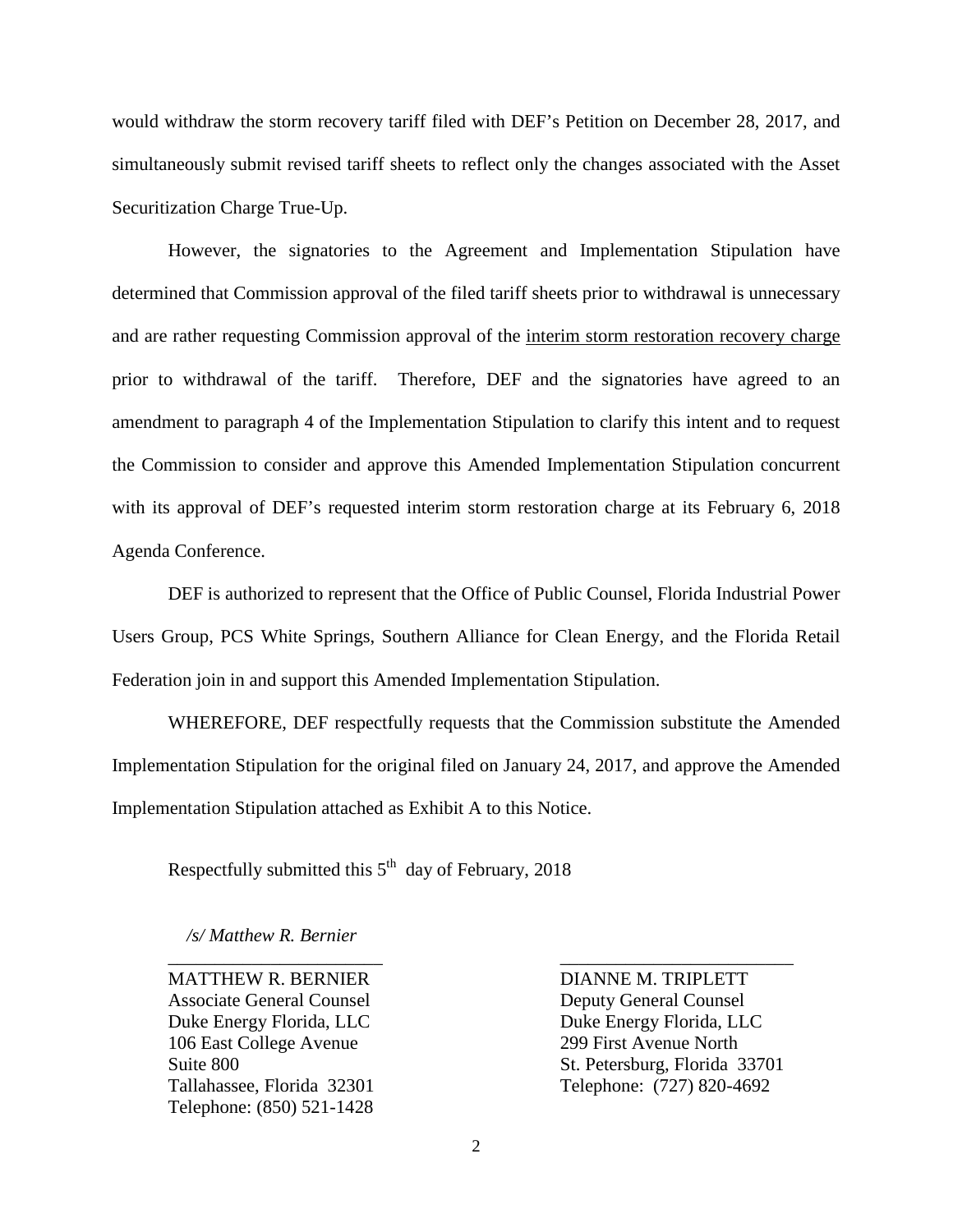would withdraw the storm recovery tariff filed with DEF's Petition on December 28, 2017, and simultaneously submit revised tariff sheets to reflect only the changes associated with the Asset Securitization Charge True-Up.

However, the signatories to the Agreement and Implementation Stipulation have determined that Commission approval of the filed tariff sheets prior to withdrawal is unnecessary and are rather requesting Commission approval of the <u>interim storm restoration recovery charge</u> prior to withdrawal of the tariff. Therefore, DEF and the signatories have agreed to an amendment to paragraph 4 of the Implementation Stipulation to clarify this intent and to request the Commission to consider and approve this Amended Implementation Stipulation concurrent with its approval of DEF's requested interim storm restoration charge at its February 6, 2018 Agenda Conference.

DEF is authorized to represent that the Office of Public Counsel, Florida Industrial Power Users Group, PCS White Springs, Southern Alliance for Clean Energy, and the Florida Retail Federation join in and support this Amended Implementation Stipulation.

WHEREFORE, DEF respectfully requests that the Commission substitute the Amended Implementation Stipulation for the original filed on January 24, 2017, and approve the Amended Implementation Stipulation attached as Exhibit A to this Notice.

Respectfully submitted this 5th day of February, 2018

*/s/ Matthew R. Bernier*

MATTHEW R. BERNIER
Associate General Counsel
Duke Energy Florida, LLC
106 East College Avenue
Suite 800
Tallahassee, Florida 32301
Telephone: (850) 521-1428

DIANNE M. TRIPLETT
Deputy General Counsel
Duke Energy Florida, LLC
299 First Avenue North
St. Petersburg, Florida 33701
Telephone: (727) 820-4692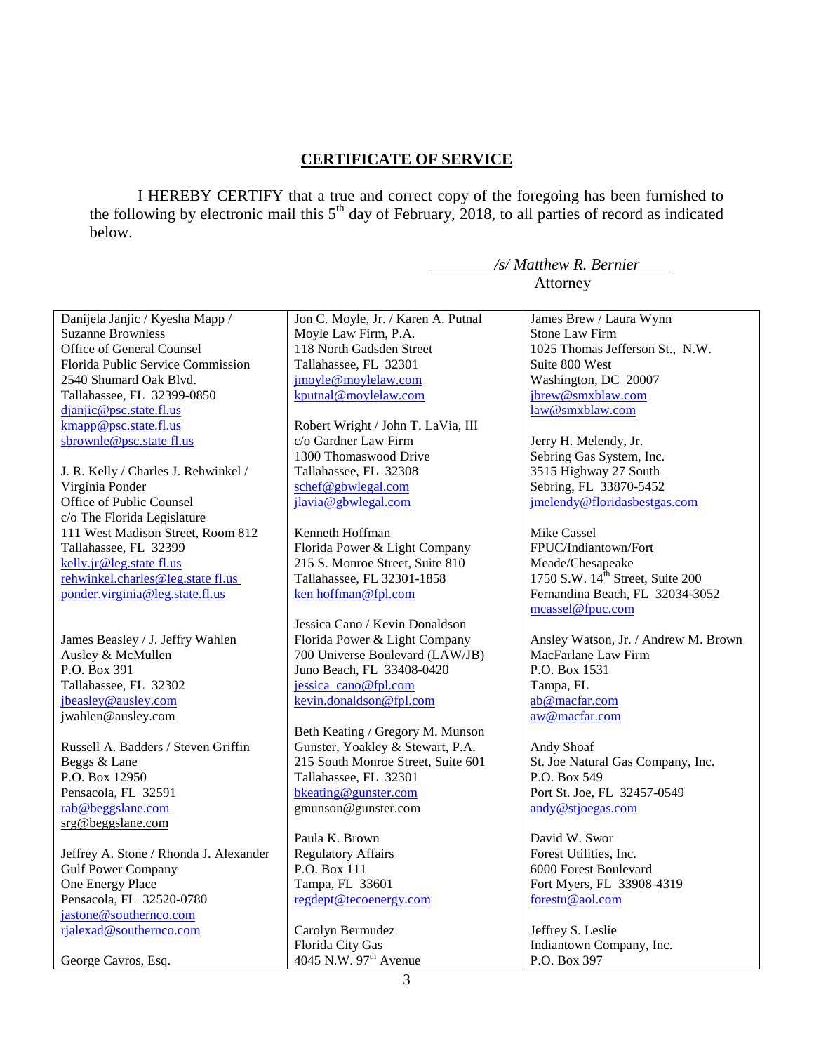## CERTIFICATE OF SERVICE

I HEREBY CERTIFY that a true and correct copy of the foregoing has been furnished to the following by electronic mail this 5th day of February, 2018, to all parties of record as indicated below.

*/s/ Matthew R. Bernier*
Attorney

| | | |
|---|---|---|
| Danijela Janjic / Kyesha Mapp / Suzanne Brownless<br>Office of General Counsel<br>Florida Public Service Commission<br>2540 Shumard Oak Blvd.<br>Tallahassee, FL 32399-0850<br>djanjic@psc.state.fl.us<br>kmapp@psc.state.fl.us<br>sbrownle@psc.state fl.us<br><br>J. R. Kelly / Charles J. Rehwinkel / Virginia Ponder<br>Office of Public Counsel<br>c/o The Florida Legislature<br>111 West Madison Street, Room 812<br>Tallahassee, FL 32399<br>kelly.jr@leg.state fl.us<br>rehwinkel.charles@leg.state fl.us<br>ponder.virginia@leg.state.fl.us<br><br>James Beasley / J. Jeffry Wahlen<br>Ausley & McMullen<br>P.O. Box 391<br>Tallahassee, FL 32302<br>jbeasley@ausley.com<br>jwahlen@ausley.com<br><br>Russell A. Badders / Steven Griffin<br>Beggs & Lane<br>P.O. Box 12950<br>Pensacola, FL 32591<br>rab@beggslane.com<br>srg@beggslane.com<br><br>Jeffrey A. Stone / Rhonda J. Alexander<br>Gulf Power Company<br>One Energy Place<br>Pensacola, FL 32520-0780<br>jastone@southernco.com<br>rjalexad@southernco.com<br><br>George Cavros, Esq. | Jon C. Moyle, Jr. / Karen A. Putnal<br>Moyle Law Firm, P.A.<br>118 North Gadsden Street<br>Tallahassee, FL 32301<br>jmoyle@moylelaw.com<br>kputnal@moylelaw.com<br><br>Robert Wright / John T. LaVia, III<br>c/o Gardner Law Firm<br>1300 Thomaswood Drive<br>Tallahassee, FL 32308<br>schef@gbwlegal.com<br>jlavia@gbwlegal.com<br><br>Kenneth Hoffman<br>Florida Power & Light Company<br>215 S. Monroe Street, Suite 810<br>Tallahassee, FL 32301-1858<br>ken hoffman@fpl.com<br><br>Jessica Cano / Kevin Donaldson<br>Florida Power & Light Company<br>700 Universe Boulevard (LAW/JB)<br>Juno Beach, FL 33408-0420<br>jessica cano@fpl.com<br>kevin.donaldson@fpl.com<br><br>Beth Keating / Gregory M. Munson<br>Gunster, Yoakley & Stewart, P.A.<br>215 South Monroe Street, Suite 601<br>Tallahassee, FL 32301<br>bkeating@gunster.com<br>gmunson@gunster.com<br><br>Paula K. Brown<br>Regulatory Affairs<br>P.O. Box 111<br>Tampa, FL 33601<br>regdept@tecoenergy.com<br><br>Carolyn Bermudez<br>Florida City Gas<br>4045 N.W. 97th Avenue | James Brew / Laura Wynn<br>Stone Law Firm<br>1025 Thomas Jefferson St., N.W.<br>Suite 800 West<br>Washington, DC 20007<br>jbrew@smxblaw.com<br>law@smxblaw.com<br><br>Jerry H. Melendy, Jr.<br>Sebring Gas System, Inc.<br>3515 Highway 27 South<br>Sebring, FL 33870-5452<br>jmelendy@floridasbestgas.com<br><br>Mike Cassel<br>FPUC/Indiantown/Fort Meade/Chesapeake<br>1750 S.W. 14th Street, Suite 200<br>Fernandina Beach, FL 32034-3052<br>mcassel@fpuc.com<br><br>Ansley Watson, Jr. / Andrew M. Brown<br>MacFarlane Law Firm<br>P.O. Box 1531<br>Tampa, FL<br>ab@macfar.com<br>aw@macfar.com<br><br>Andy Shoaf<br>St. Joe Natural Gas Company, Inc.<br>P.O. Box 549<br>Port St. Joe, FL 32457-0549<br>andy@stjoegas.com<br><br>David W. Swor<br>Forest Utilities, Inc.<br>6000 Forest Boulevard<br>Fort Myers, FL 33908-4319<br>forestu@aol.com<br><br>Jeffrey S. Leslie<br>Indiantown Company, Inc.<br>P.O. Box 397 |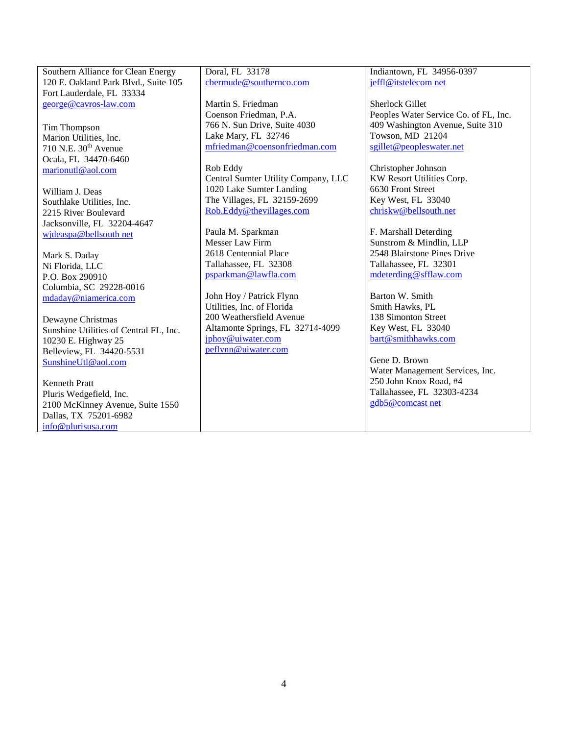| | | |
|---|---|---|
| Southern Alliance for Clean Energy<br>120 E. Oakland Park Blvd., Suite 105<br>Fort Lauderdale, FL 33334<br>george@cavros-law.com<br><br>Tim Thompson<br>Marion Utilities, Inc.<br>710 N.E. 30th Avenue<br>Ocala, FL 34470-6460<br>marionutl@aol.com<br><br>William J. Deas<br>Southlake Utilities, Inc.<br>2215 River Boulevard<br>Jacksonville, FL 32204-4647<br>wjdeaspa@bellsouth net<br><br>Mark S. Daday<br>Ni Florida, LLC<br>P.O. Box 290910<br>Columbia, SC 29228-0016<br>mdaday@niamerica.com<br><br>Dewayne Christmas<br>Sunshine Utilities of Central FL, Inc.<br>10230 E. Highway 25<br>Belleview, FL 34420-5531<br>SunshineUtl@aol.com<br><br>Kenneth Pratt<br>Pluris Wedgefield, Inc.<br>2100 McKinney Avenue, Suite 1550<br>Dallas, TX 75201-6982<br>info@plurisusa.com | Doral, FL 33178<br>cbermude@southernco.com<br><br>Martin S. Friedman<br>Coenson Friedman, P.A.<br>766 N. Sun Drive, Suite 4030<br>Lake Mary, FL 32746<br>mfriedman@coensonfriedman.com<br><br>Rob Eddy<br>Central Sumter Utility Company, LLC<br>1020 Lake Sumter Landing<br>The Villages, FL 32159-2699<br>Rob.Eddy@thevillages.com<br><br>Paula M. Sparkman<br>Messer Law Firm<br>2618 Centennial Place<br>Tallahassee, FL 32308<br>psparkman@lawfla.com<br><br>John Hoy / Patrick Flynn<br>Utilities, Inc. of Florida<br>200 Weathersfield Avenue<br>Altamonte Springs, FL 32714-4099<br>jphoy@uiwater.com<br>peflynn@uiwater.com | Indiantown, FL 34956-0397<br>jeffl@itstelecom net<br><br>Sherlock Gillet<br>Peoples Water Service Co. of FL, Inc.<br>409 Washington Avenue, Suite 310<br>Towson, MD 21204<br>sgillet@peopleswater.net<br><br>Christopher Johnson<br>KW Resort Utilities Corp.<br>6630 Front Street<br>Key West, FL 33040<br>chriskw@bellsouth.net<br><br>F. Marshall Deterding<br>Sunstrom & Mindlin, LLP<br>2548 Blairstone Pines Drive<br>Tallahassee, FL 32301<br>mdeterding@sfflaw.com<br><br>Barton W. Smith<br>Smith Hawks, PL<br>138 Simonton Street<br>Key West, FL 33040<br>bart@smithhawks.com<br><br>Gene D. Brown<br>Water Management Services, Inc.<br>250 John Knox Road, #4<br>Tallahassee, FL 32303-4234<br>gdb5@comcast net |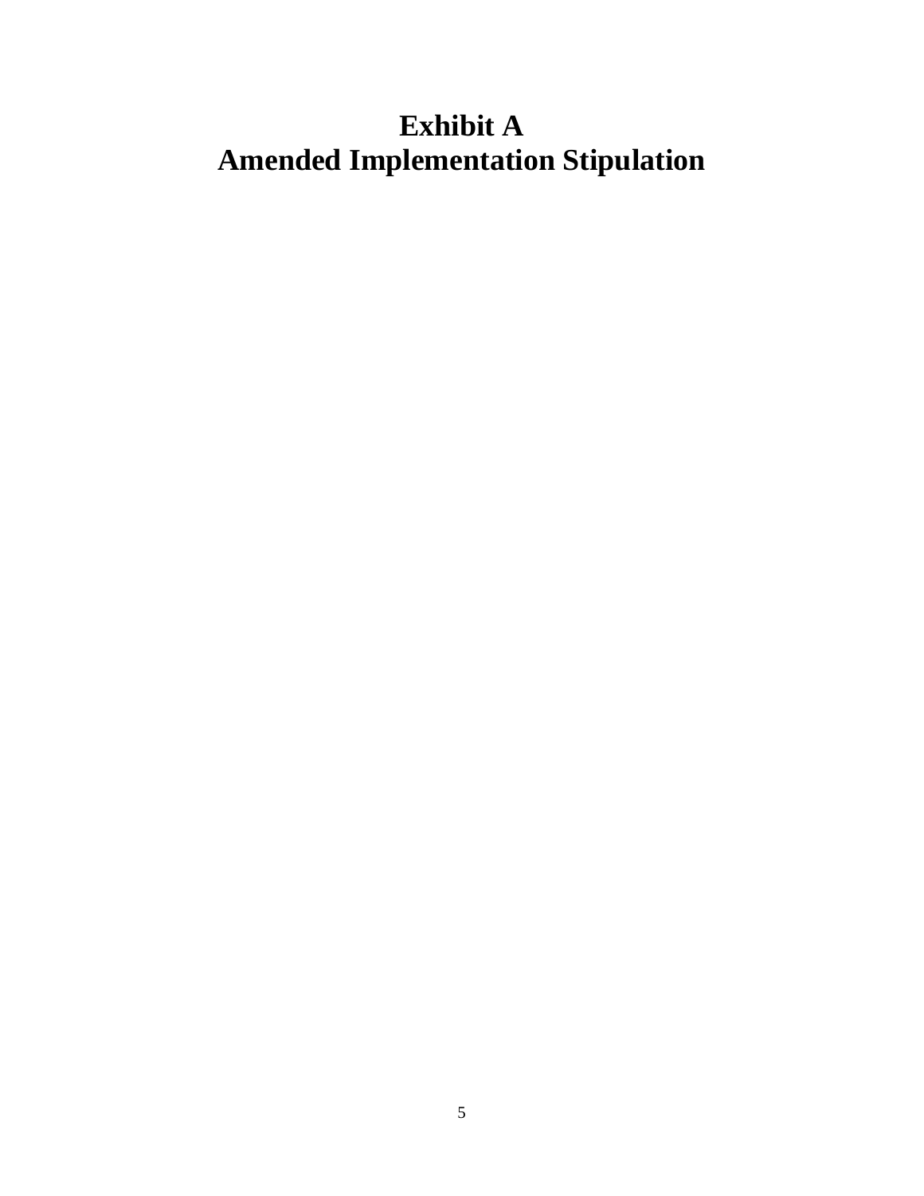# Exhibit A
# Amended Implementation Stipulation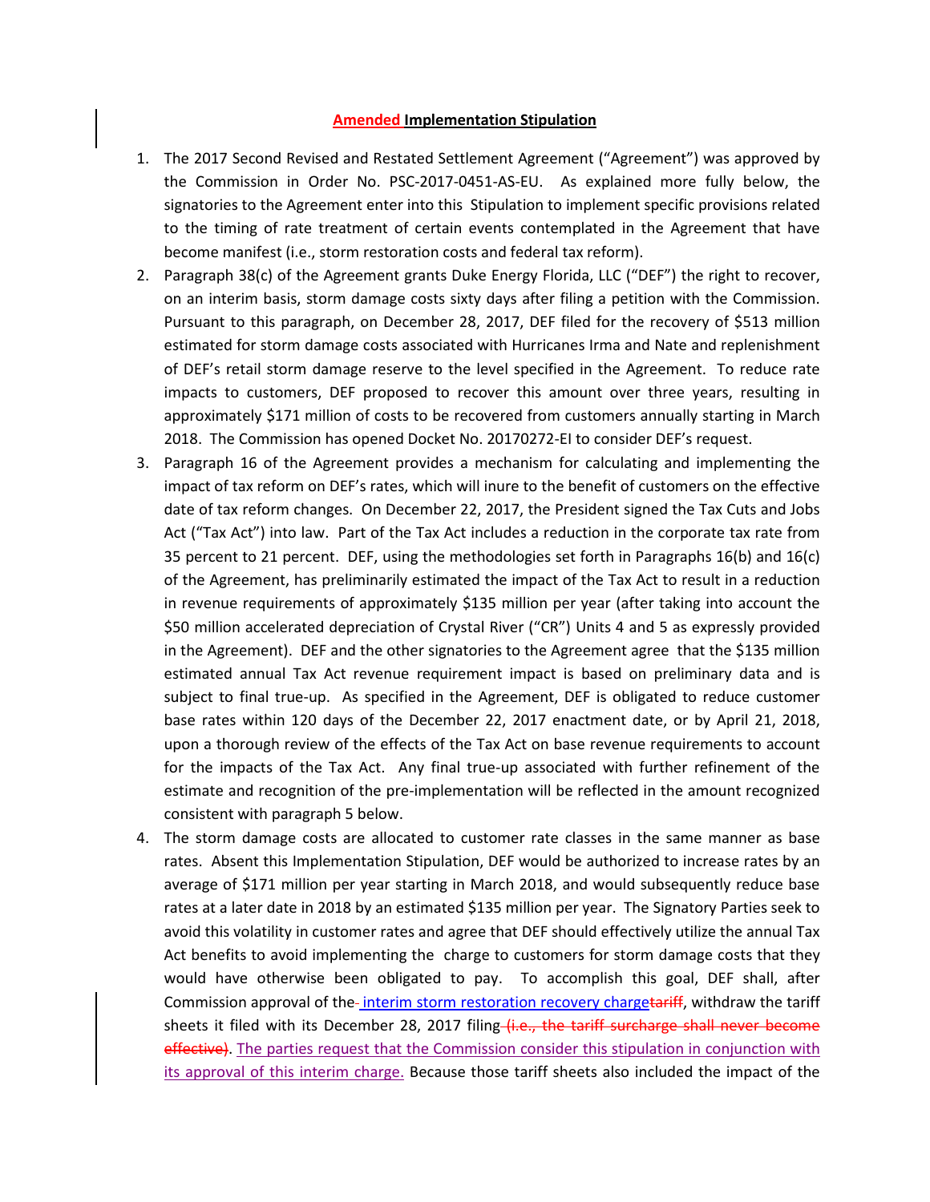**Amended Implementation Stipulation**

1. The 2017 Second Revised and Restated Settlement Agreement ("Agreement") was approved by the Commission in Order No. PSC-2017-0451-AS-EU. As explained more fully below, the signatories to the Agreement enter into this Stipulation to implement specific provisions related to the timing of rate treatment of certain events contemplated in the Agreement that have become manifest (i.e., storm restoration costs and federal tax reform).
2. Paragraph 38(c) of the Agreement grants Duke Energy Florida, LLC ("DEF") the right to recover, on an interim basis, storm damage costs sixty days after filing a petition with the Commission. Pursuant to this paragraph, on December 28, 2017, DEF filed for the recovery of $513 million estimated for storm damage costs associated with Hurricanes Irma and Nate and replenishment of DEF's retail storm damage reserve to the level specified in the Agreement. To reduce rate impacts to customers, DEF proposed to recover this amount over three years, resulting in approximately $171 million of costs to be recovered from customers annually starting in March 2018. The Commission has opened Docket No. 20170272-EI to consider DEF's request.
3. Paragraph 16 of the Agreement provides a mechanism for calculating and implementing the impact of tax reform on DEF's rates, which will inure to the benefit of customers on the effective date of tax reform changes. On December 22, 2017, the President signed the Tax Cuts and Jobs Act ("Tax Act") into law. Part of the Tax Act includes a reduction in the corporate tax rate from 35 percent to 21 percent. DEF, using the methodologies set forth in Paragraphs 16(b) and 16(c) of the Agreement, has preliminarily estimated the impact of the Tax Act to result in a reduction in revenue requirements of approximately $135 million per year (after taking into account the $50 million accelerated depreciation of Crystal River ("CR") Units 4 and 5 as expressly provided in the Agreement). DEF and the other signatories to the Agreement agree that the $135 million estimated annual Tax Act revenue requirement impact is based on preliminary data and is subject to final true-up. As specified in the Agreement, DEF is obligated to reduce customer base rates within 120 days of the December 22, 2017 enactment date, or by April 21, 2018, upon a thorough review of the effects of the Tax Act on base revenue requirements to account for the impacts of the Tax Act. Any final true-up associated with further refinement of the estimate and recognition of the pre-implementation will be reflected in the amount recognized consistent with paragraph 5 below.
4. The storm damage costs are allocated to customer rate classes in the same manner as base rates. Absent this Implementation Stipulation, DEF would be authorized to increase rates by an average of $171 million per year starting in March 2018, and would subsequently reduce base rates at a later date in 2018 by an estimated $135 million per year. The Signatory Parties seek to avoid this volatility in customer rates and agree that DEF should effectively utilize the annual Tax Act benefits to avoid implementing the charge to customers for storm damage costs that they would have otherwise been obligated to pay. To accomplish this goal, DEF shall, after Commission approval of the ~~-~~ interim storm restoration recovery charge~~tariff~~, withdraw the tariff sheets it filed with its December 28, 2017 filing ~~(i.e., the tariff surcharge shall never become effective)~~. The parties request that the Commission consider this stipulation in conjunction with its approval of this interim charge. Because those tariff sheets also included the impact of the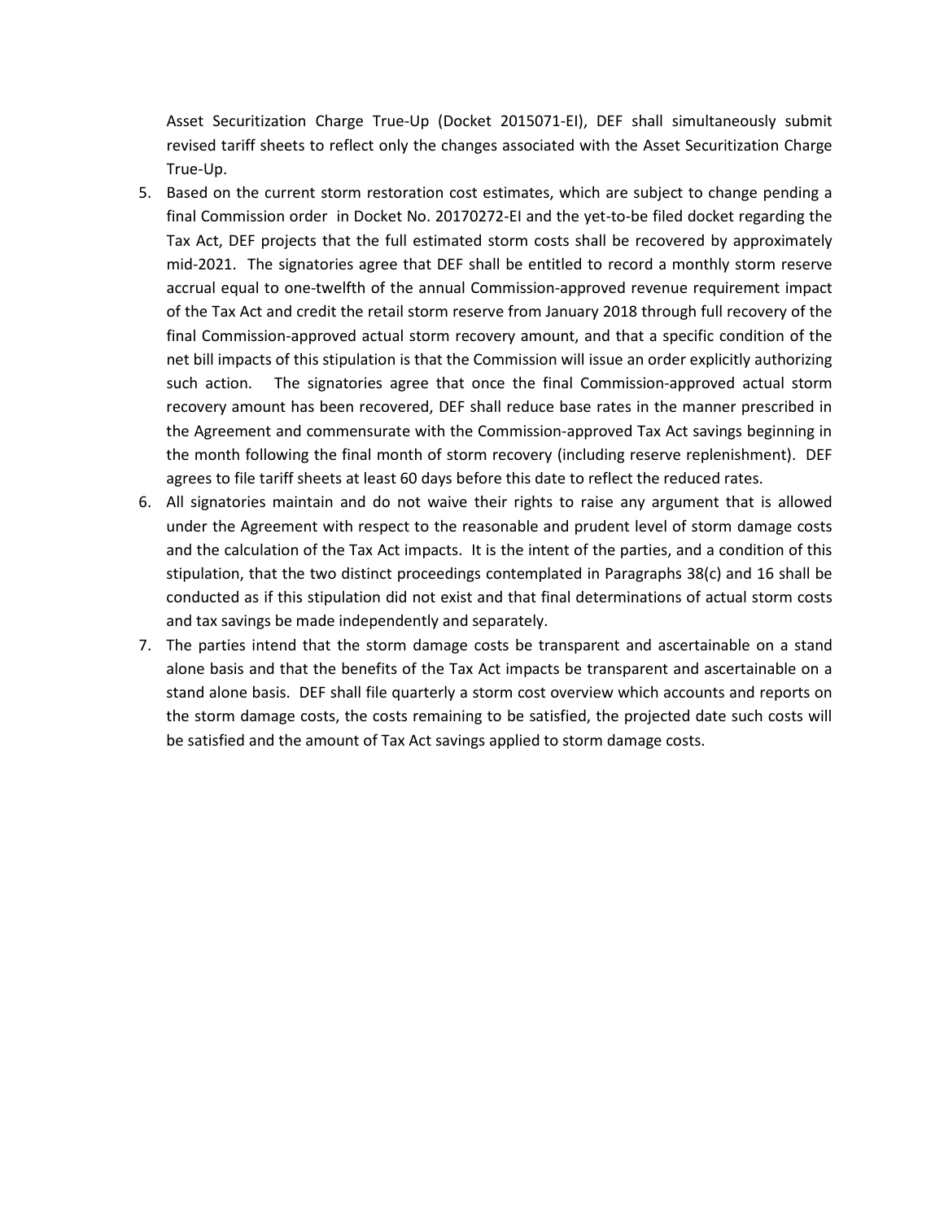Asset Securitization Charge True-Up (Docket 2015071-EI), DEF shall simultaneously submit revised tariff sheets to reflect only the changes associated with the Asset Securitization Charge True-Up.

5. Based on the current storm restoration cost estimates, which are subject to change pending a final Commission order in Docket No. 20170272-EI and the yet-to-be filed docket regarding the Tax Act, DEF projects that the full estimated storm costs shall be recovered by approximately mid-2021. The signatories agree that DEF shall be entitled to record a monthly storm reserve accrual equal to one-twelfth of the annual Commission-approved revenue requirement impact of the Tax Act and credit the retail storm reserve from January 2018 through full recovery of the final Commission-approved actual storm recovery amount, and that a specific condition of the net bill impacts of this stipulation is that the Commission will issue an order explicitly authorizing such action. The signatories agree that once the final Commission-approved actual storm recovery amount has been recovered, DEF shall reduce base rates in the manner prescribed in the Agreement and commensurate with the Commission-approved Tax Act savings beginning in the month following the final month of storm recovery (including reserve replenishment). DEF agrees to file tariff sheets at least 60 days before this date to reflect the reduced rates.
6. All signatories maintain and do not waive their rights to raise any argument that is allowed under the Agreement with respect to the reasonable and prudent level of storm damage costs and the calculation of the Tax Act impacts. It is the intent of the parties, and a condition of this stipulation, that the two distinct proceedings contemplated in Paragraphs 38(c) and 16 shall be conducted as if this stipulation did not exist and that final determinations of actual storm costs and tax savings be made independently and separately.
7. The parties intend that the storm damage costs be transparent and ascertainable on a stand alone basis and that the benefits of the Tax Act impacts be transparent and ascertainable on a stand alone basis. DEF shall file quarterly a storm cost overview which accounts and reports on the storm damage costs, the costs remaining to be satisfied, the projected date such costs will be satisfied and the amount of Tax Act savings applied to storm damage costs.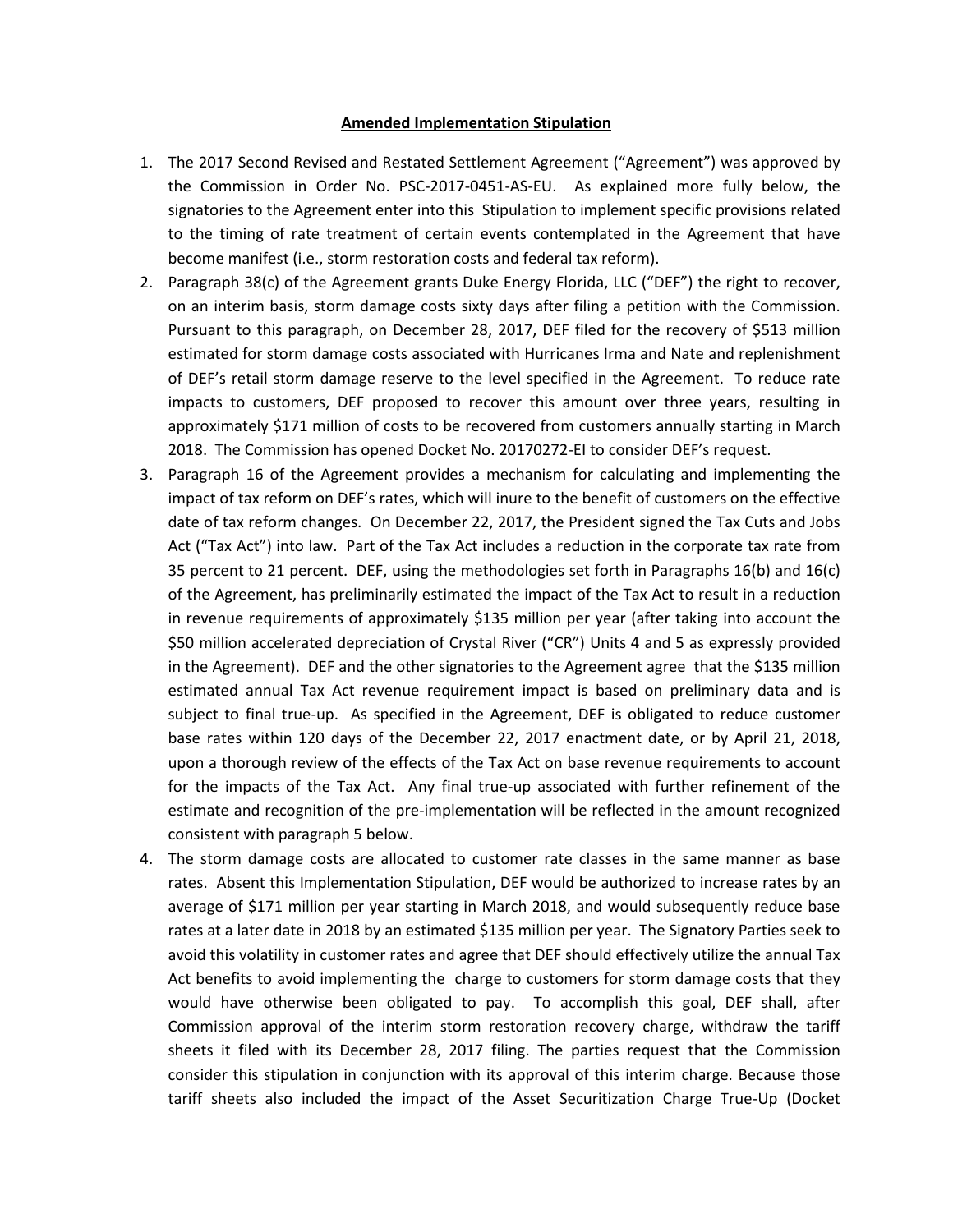**Amended Implementation Stipulation**

1. The 2017 Second Revised and Restated Settlement Agreement ("Agreement") was approved by the Commission in Order No. PSC-2017-0451-AS-EU. As explained more fully below, the signatories to the Agreement enter into this Stipulation to implement specific provisions related to the timing of rate treatment of certain events contemplated in the Agreement that have become manifest (i.e., storm restoration costs and federal tax reform).

2. Paragraph 38(c) of the Agreement grants Duke Energy Florida, LLC ("DEF") the right to recover, on an interim basis, storm damage costs sixty days after filing a petition with the Commission. Pursuant to this paragraph, on December 28, 2017, DEF filed for the recovery of $513 million estimated for storm damage costs associated with Hurricanes Irma and Nate and replenishment of DEF's retail storm damage reserve to the level specified in the Agreement. To reduce rate impacts to customers, DEF proposed to recover this amount over three years, resulting in approximately $171 million of costs to be recovered from customers annually starting in March 2018. The Commission has opened Docket No. 20170272-EI to consider DEF's request.

3. Paragraph 16 of the Agreement provides a mechanism for calculating and implementing the impact of tax reform on DEF's rates, which will inure to the benefit of customers on the effective date of tax reform changes. On December 22, 2017, the President signed the Tax Cuts and Jobs Act ("Tax Act") into law. Part of the Tax Act includes a reduction in the corporate tax rate from 35 percent to 21 percent. DEF, using the methodologies set forth in Paragraphs 16(b) and 16(c) of the Agreement, has preliminarily estimated the impact of the Tax Act to result in a reduction in revenue requirements of approximately $135 million per year (after taking into account the $50 million accelerated depreciation of Crystal River ("CR") Units 4 and 5 as expressly provided in the Agreement). DEF and the other signatories to the Agreement agree that the $135 million estimated annual Tax Act revenue requirement impact is based on preliminary data and is subject to final true-up. As specified in the Agreement, DEF is obligated to reduce customer base rates within 120 days of the December 22, 2017 enactment date, or by April 21, 2018, upon a thorough review of the effects of the Tax Act on base revenue requirements to account for the impacts of the Tax Act. Any final true-up associated with further refinement of the estimate and recognition of the pre-implementation will be reflected in the amount recognized consistent with paragraph 5 below.

4. The storm damage costs are allocated to customer rate classes in the same manner as base rates. Absent this Implementation Stipulation, DEF would be authorized to increase rates by an average of $171 million per year starting in March 2018, and would subsequently reduce base rates at a later date in 2018 by an estimated $135 million per year. The Signatory Parties seek to avoid this volatility in customer rates and agree that DEF should effectively utilize the annual Tax Act benefits to avoid implementing the charge to customers for storm damage costs that they would have otherwise been obligated to pay. To accomplish this goal, DEF shall, after Commission approval of the interim storm restoration recovery charge, withdraw the tariff sheets it filed with its December 28, 2017 filing. The parties request that the Commission consider this stipulation in conjunction with its approval of this interim charge. Because those tariff sheets also included the impact of the Asset Securitization Charge True-Up (Docket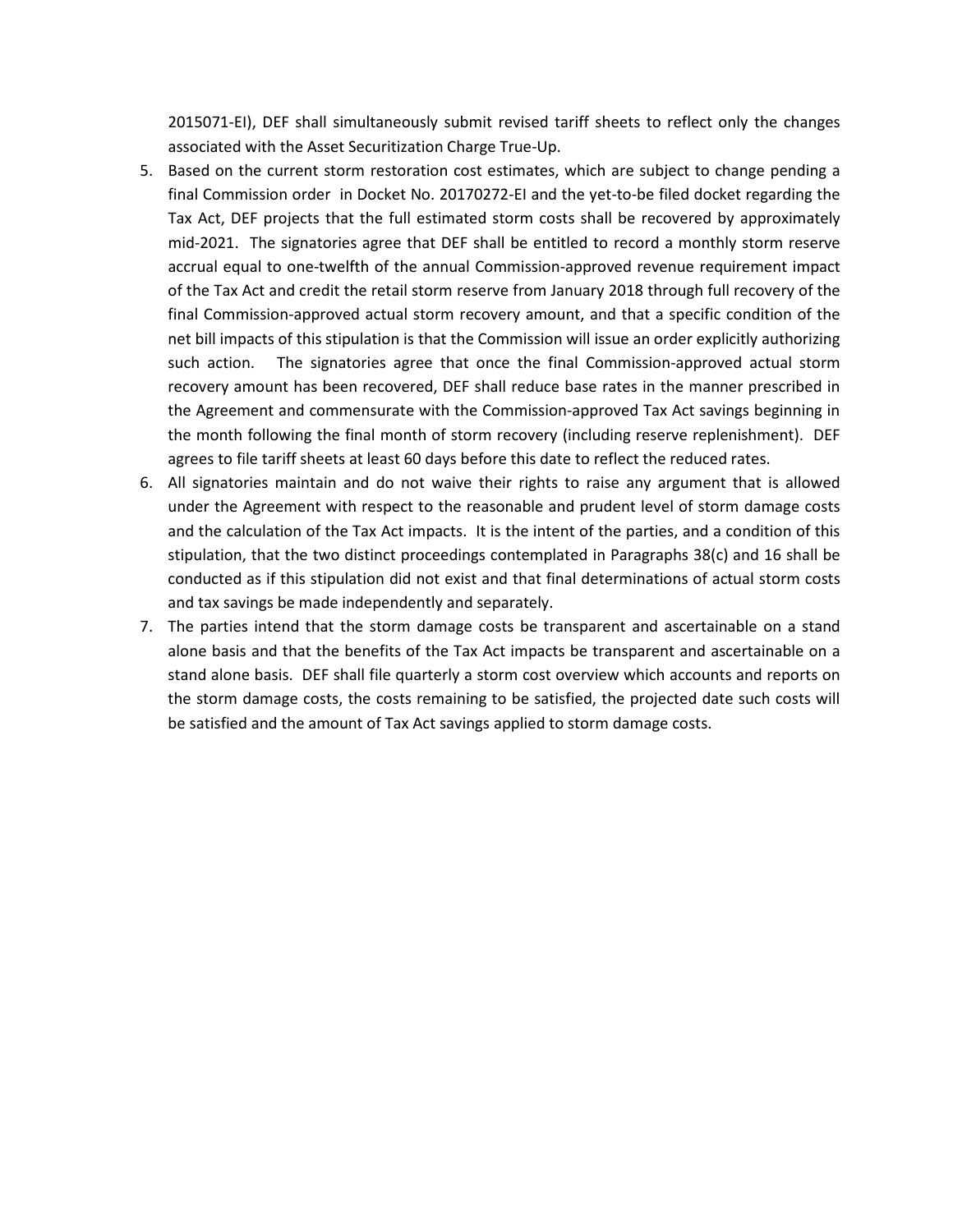2015071-EI), DEF shall simultaneously submit revised tariff sheets to reflect only the changes associated with the Asset Securitization Charge True-Up.

5. Based on the current storm restoration cost estimates, which are subject to change pending a final Commission order in Docket No. 20170272-EI and the yet-to-be filed docket regarding the Tax Act, DEF projects that the full estimated storm costs shall be recovered by approximately mid-2021. The signatories agree that DEF shall be entitled to record a monthly storm reserve accrual equal to one-twelfth of the annual Commission-approved revenue requirement impact of the Tax Act and credit the retail storm reserve from January 2018 through full recovery of the final Commission-approved actual storm recovery amount, and that a specific condition of the net bill impacts of this stipulation is that the Commission will issue an order explicitly authorizing such action. The signatories agree that once the final Commission-approved actual storm recovery amount has been recovered, DEF shall reduce base rates in the manner prescribed in the Agreement and commensurate with the Commission-approved Tax Act savings beginning in the month following the final month of storm recovery (including reserve replenishment). DEF agrees to file tariff sheets at least 60 days before this date to reflect the reduced rates.
6. All signatories maintain and do not waive their rights to raise any argument that is allowed under the Agreement with respect to the reasonable and prudent level of storm damage costs and the calculation of the Tax Act impacts. It is the intent of the parties, and a condition of this stipulation, that the two distinct proceedings contemplated in Paragraphs 38(c) and 16 shall be conducted as if this stipulation did not exist and that final determinations of actual storm costs and tax savings be made independently and separately.
7. The parties intend that the storm damage costs be transparent and ascertainable on a stand alone basis and that the benefits of the Tax Act impacts be transparent and ascertainable on a stand alone basis. DEF shall file quarterly a storm cost overview which accounts and reports on the storm damage costs, the costs remaining to be satisfied, the projected date such costs will be satisfied and the amount of Tax Act savings applied to storm damage costs.